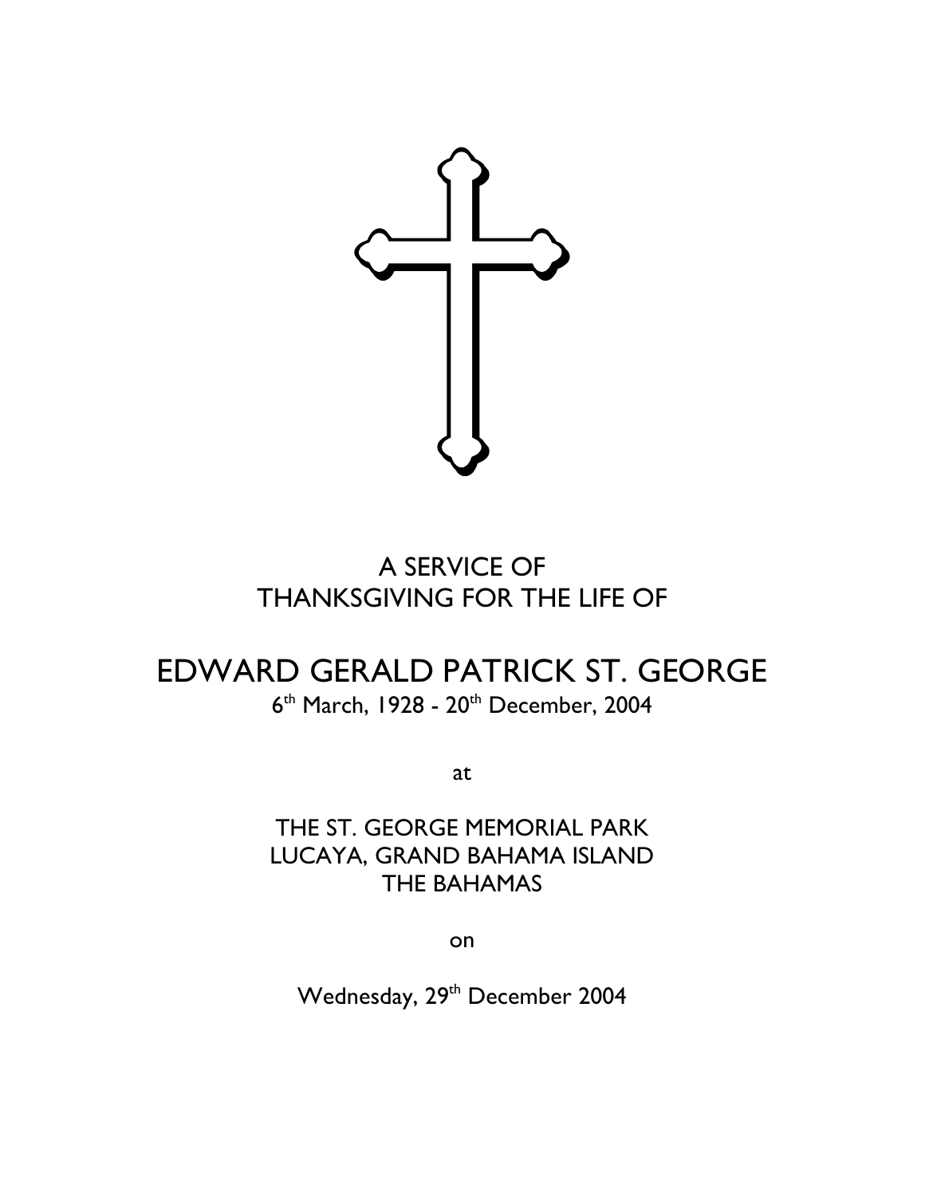A SERVICE OF
THANKSGIVING FOR THE LIFE OF

# EDWARD GERALD PATRICK ST. GEORGE

6th March, 1928 - 20th December, 2004

at

THE ST. GEORGE MEMORIAL PARK
LUCAYA, GRAND BAHAMA ISLAND
THE BAHAMAS

on

Wednesday, 29th December 2004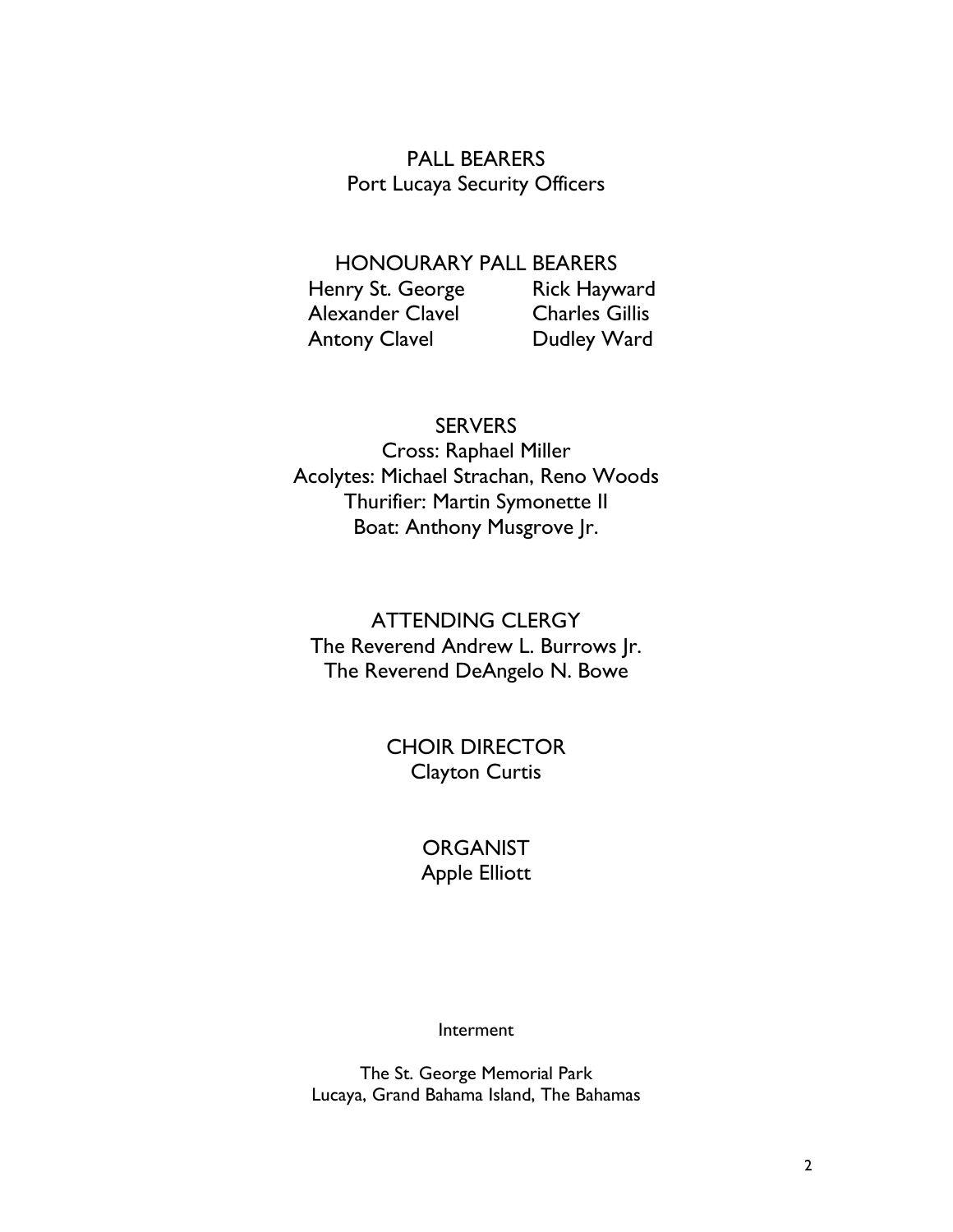## PALL BEARERS

Port Lucaya Security Officers

## HONOURARY PALL BEARERS

| | |
|---|---|
| Henry St. George | Rick Hayward |
| Alexander Clavel | Charles Gillis |
| Antony Clavel | Dudley Ward |

## SERVERS

Cross: Raphael Miller
Acolytes: Michael Strachan, Reno Woods
Thurifier: Martin Symonette II
Boat: Anthony Musgrove Jr.

## ATTENDING CLERGY

The Reverend Andrew L. Burrows Jr.
The Reverend DeAngelo N. Bowe

## CHOIR DIRECTOR

Clayton Curtis

## ORGANIST

Apple Elliott

Interment

The St. George Memorial Park
Lucaya, Grand Bahama Island, The Bahamas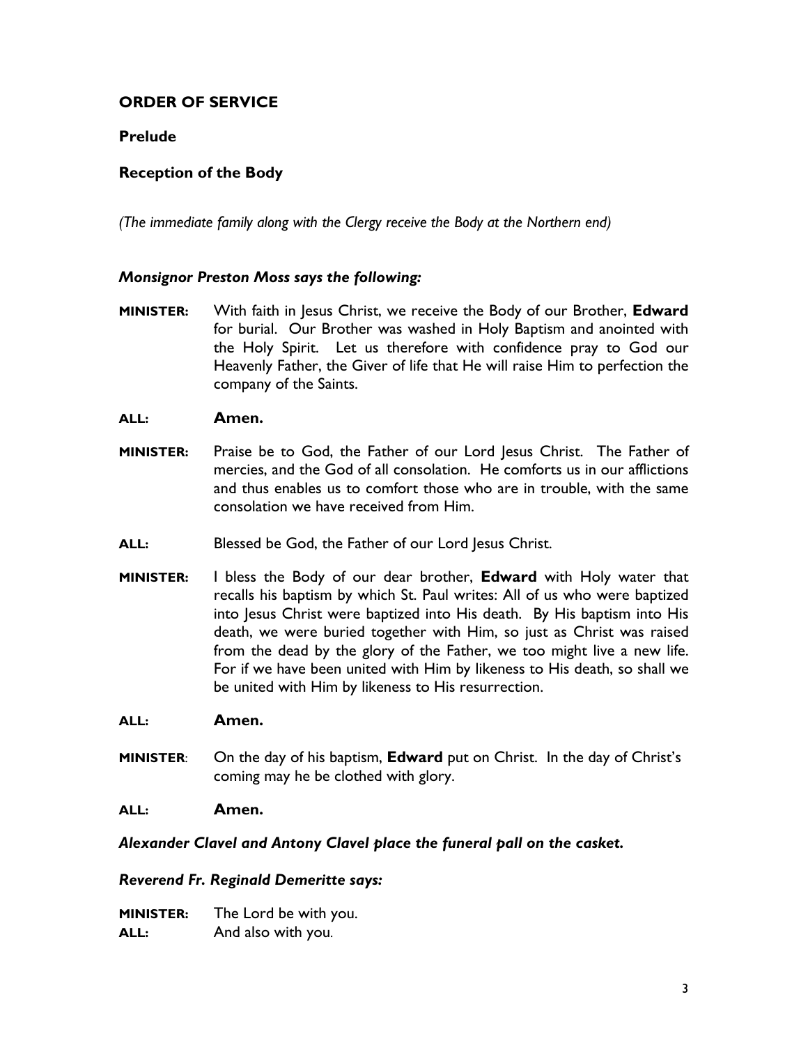## ORDER OF SERVICE

### Prelude

### Reception of the Body

*(The immediate family along with the Clergy receive the Body at the Northern end)*

***Monsignor Preston Moss says the following:***

**MINISTER:** With faith in Jesus Christ, we receive the Body of our Brother, **Edward** for burial. Our Brother was washed in Holy Baptism and anointed with the Holy Spirit. Let us therefore with confidence pray to God our Heavenly Father, the Giver of life that He will raise Him to perfection the company of the Saints.

**ALL:** **Amen.**

**MINISTER:** Praise be to God, the Father of our Lord Jesus Christ. The Father of mercies, and the God of all consolation. He comforts us in our afflictions and thus enables us to comfort those who are in trouble, with the same consolation we have received from Him.

**ALL:** Blessed be God, the Father of our Lord Jesus Christ.

**MINISTER:** I bless the Body of our dear brother, **Edward** with Holy water that recalls his baptism by which St. Paul writes: All of us who were baptized into Jesus Christ were baptized into His death. By His baptism into His death, we were buried together with Him, so just as Christ was raised from the dead by the glory of the Father, we too might live a new life. For if we have been united with Him by likeness to His death, so shall we be united with Him by likeness to His resurrection.

**ALL:** **Amen.**

**MINISTER**: On the day of his baptism, **Edward** put on Christ. In the day of Christ's coming may he be clothed with glory.

**ALL:** **Amen.**

***Alexander Clavel and Antony Clavel place the funeral pall on the casket.***

***Reverend Fr. Reginald Demeritte says:***

**MINISTER:** The Lord be with you.
**ALL:** And also with you.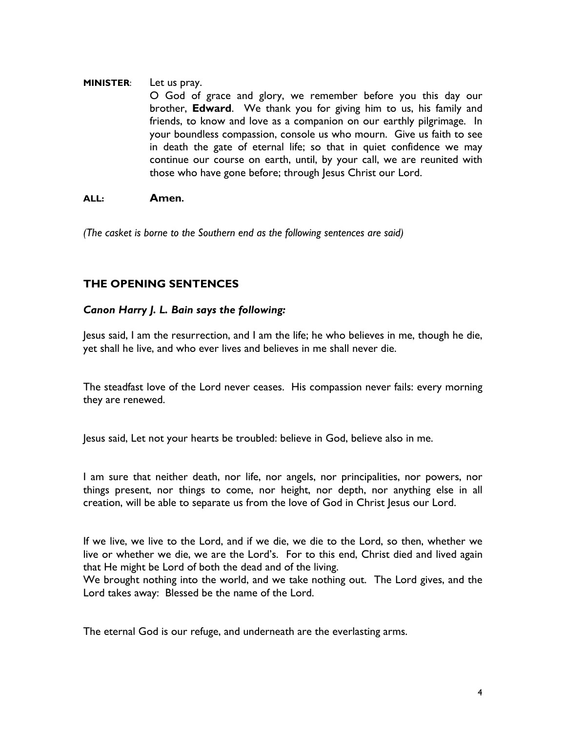**MINISTER**: Let us pray.

O God of grace and glory, we remember before you this day our brother, **Edward**. We thank you for giving him to us, his family and friends, to know and love as a companion on our earthly pilgrimage. In your boundless compassion, console us who mourn. Give us faith to see in death the gate of eternal life; so that in quiet confidence we may continue our course on earth, until, by your call, we are reunited with those who have gone before; through Jesus Christ our Lord.

**ALL:** **Amen.**

*(The casket is borne to the Southern end as the following sentences are said)*

## THE OPENING SENTENCES

***Canon Harry J. L. Bain says the following:***

Jesus said, I am the resurrection, and I am the life; he who believes in me, though he die, yet shall he live, and who ever lives and believes in me shall never die.

The steadfast love of the Lord never ceases. His compassion never fails: every morning they are renewed.

Jesus said, Let not your hearts be troubled: believe in God, believe also in me.

I am sure that neither death, nor life, nor angels, nor principalities, nor powers, nor things present, nor things to come, nor height, nor depth, nor anything else in all creation, will be able to separate us from the love of God in Christ Jesus our Lord.

If we live, we live to the Lord, and if we die, we die to the Lord, so then, whether we live or whether we die, we are the Lord's. For to this end, Christ died and lived again that He might be Lord of both the dead and of the living.
We brought nothing into the world, and we take nothing out. The Lord gives, and the Lord takes away: Blessed be the name of the Lord.

The eternal God is our refuge, and underneath are the everlasting arms.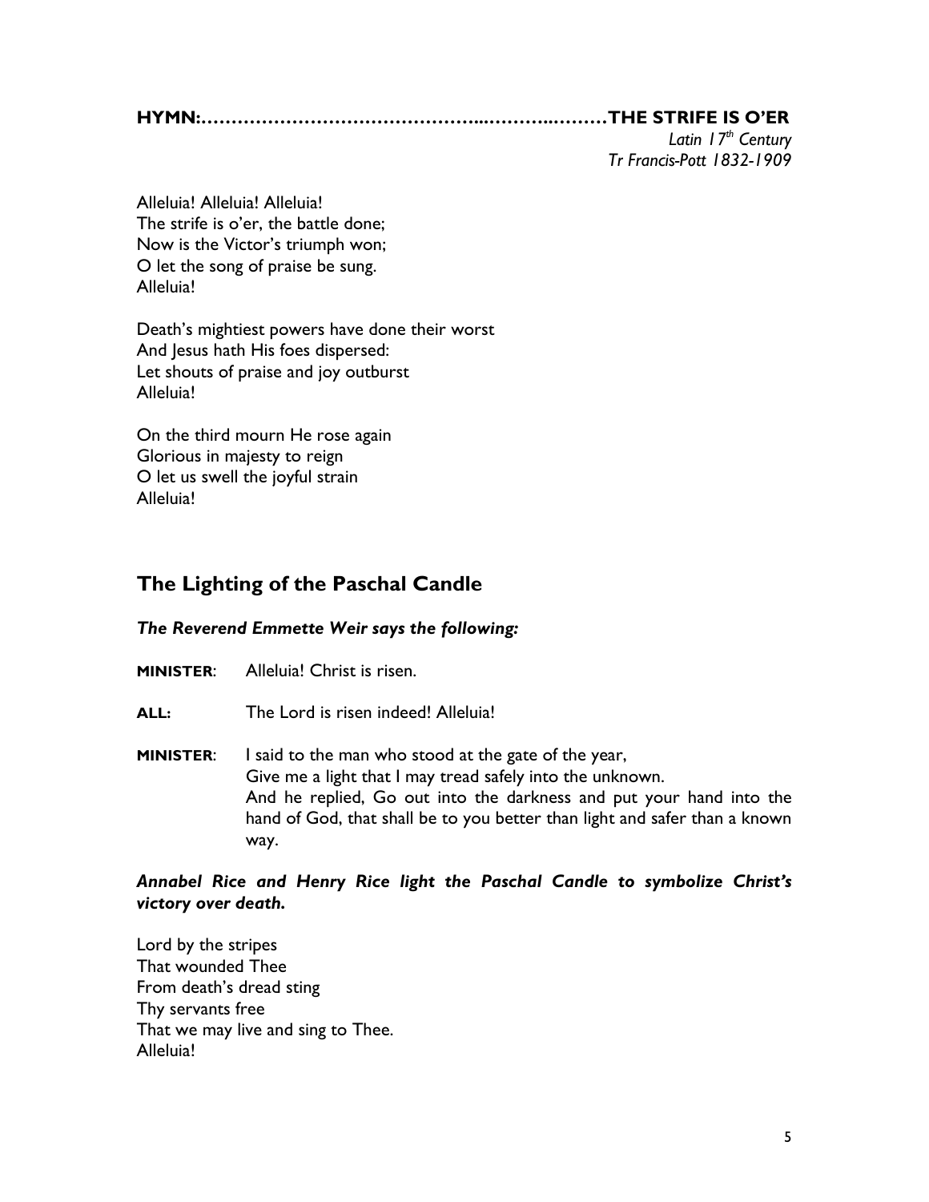**HYMN:…………………………………………...……...………THE STRIFE IS O'ER**

*Latin 17th Century*
*Tr Francis-Pott 1832-1909*

Alleluia! Alleluia! Alleluia!
The strife is o'er, the battle done;
Now is the Victor's triumph won;
O let the song of praise be sung.
Alleluia!

Death's mightiest powers have done their worst
And Jesus hath His foes dispersed:
Let shouts of praise and joy outburst
Alleluia!

On the third mourn He rose again
Glorious in majesty to reign
O let us swell the joyful strain
Alleluia!

## The Lighting of the Paschal Candle

***The Reverend Emmette Weir says the following:***

**MINISTER**: Alleluia! Christ is risen.

**ALL:** The Lord is risen indeed! Alleluia!

**MINISTER**: I said to the man who stood at the gate of the year,
Give me a light that I may tread safely into the unknown.
And he replied, Go out into the darkness and put your hand into the hand of God, that shall be to you better than light and safer than a known way.

***Annabel Rice and Henry Rice light the Paschal Candle to symbolize Christ's victory over death.***

Lord by the stripes
That wounded Thee
From death's dread sting
Thy servants free
That we may live and sing to Thee.
Alleluia!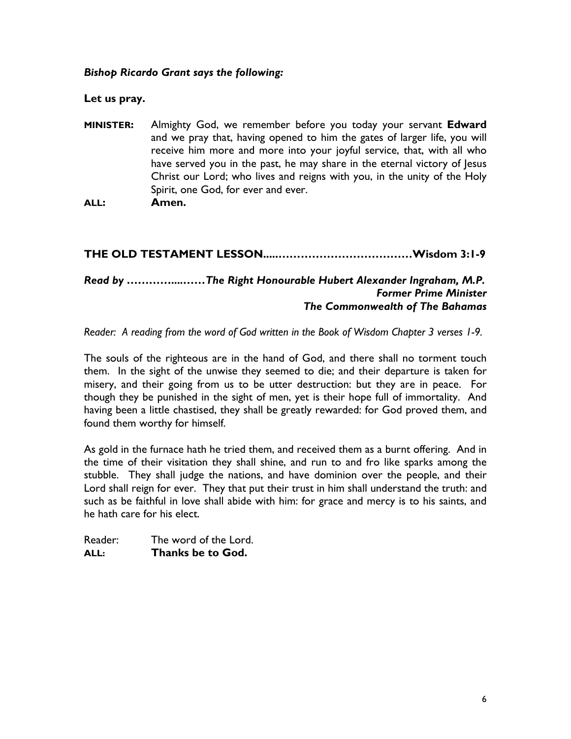***Bishop Ricardo Grant says the following:***

**Let us pray.**

**MINISTER:** Almighty God, we remember before you today your servant **Edward** and we pray that, having opened to him the gates of larger life, you will receive him more and more into your joyful service, that, with all who have served you in the past, he may share in the eternal victory of Jesus Christ our Lord; who lives and reigns with you, in the unity of the Holy Spirit, one God, for ever and ever.

**ALL:** **Amen.**

**THE OLD TESTAMENT LESSON.....………………………………Wisdom 3:1-9**

***Read by ………….……The Right Honourable Hubert Alexander Ingraham, M.P.***
***Former Prime Minister***
***The Commonwealth of The Bahamas***

*Reader: A reading from the word of God written in the Book of Wisdom Chapter 3 verses 1-9.*

The souls of the righteous are in the hand of God, and there shall no torment touch them. In the sight of the unwise they seemed to die; and their departure is taken for misery, and their going from us to be utter destruction: but they are in peace. For though they be punished in the sight of men, yet is their hope full of immortality. And having been a little chastised, they shall be greatly rewarded: for God proved them, and found them worthy for himself.

As gold in the furnace hath he tried them, and received them as a burnt offering. And in the time of their visitation they shall shine, and run to and fro like sparks among the stubble. They shall judge the nations, and have dominion over the people, and their Lord shall reign for ever. They that put their trust in him shall understand the truth: and such as be faithful in love shall abide with him: for grace and mercy is to his saints, and he hath care for his elect.

Reader: The word of the Lord.
**ALL:** **Thanks be to God.**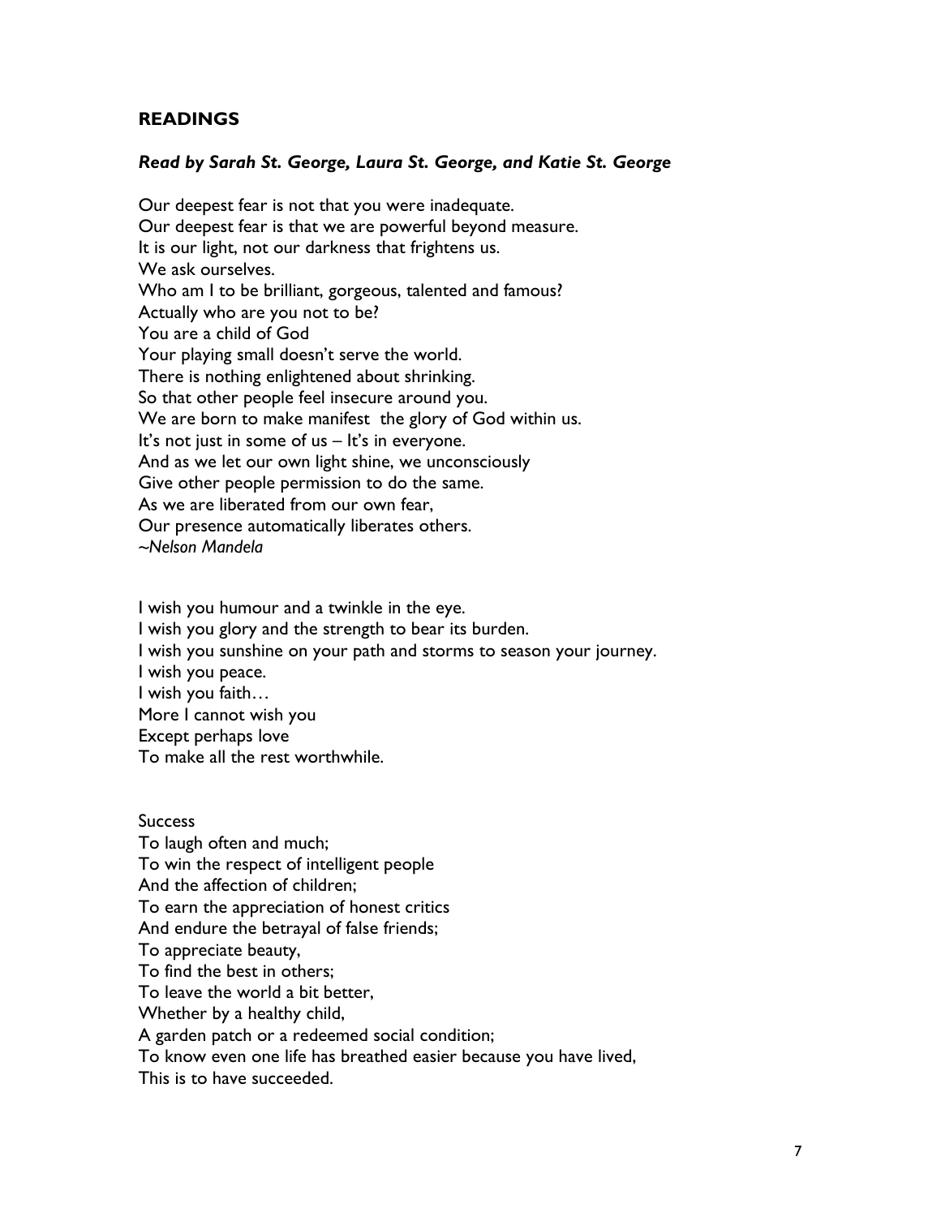## READINGS

### *Read by Sarah St. George, Laura St. George, and Katie St. George*

Our deepest fear is not that you were inadequate.  
Our deepest fear is that we are powerful beyond measure.  
It is our light, not our darkness that frightens us.  
We ask ourselves.  
Who am I to be brilliant, gorgeous, talented and famous?  
Actually who are you not to be?  
You are a child of God  
Your playing small doesn't serve the world.  
There is nothing enlightened about shrinking.  
So that other people feel insecure around you.  
We are born to make manifest the glory of God within us.  
It's not just in some of us – It's in everyone.  
And as we let our own light shine, we unconsciously  
Give other people permission to do the same.  
As we are liberated from our own fear,  
Our presence automatically liberates others.  
*~Nelson Mandela*

I wish you humour and a twinkle in the eye.  
I wish you glory and the strength to bear its burden.  
I wish you sunshine on your path and storms to season your journey.  
I wish you peace.  
I wish you faith…  
More I cannot wish you  
Except perhaps love  
To make all the rest worthwhile.

Success  
To laugh often and much;  
To win the respect of intelligent people  
And the affection of children;  
To earn the appreciation of honest critics  
And endure the betrayal of false friends;  
To appreciate beauty,  
To find the best in others;  
To leave the world a bit better,  
Whether by a healthy child,  
A garden patch or a redeemed social condition;  
To know even one life has breathed easier because you have lived,  
This is to have succeeded.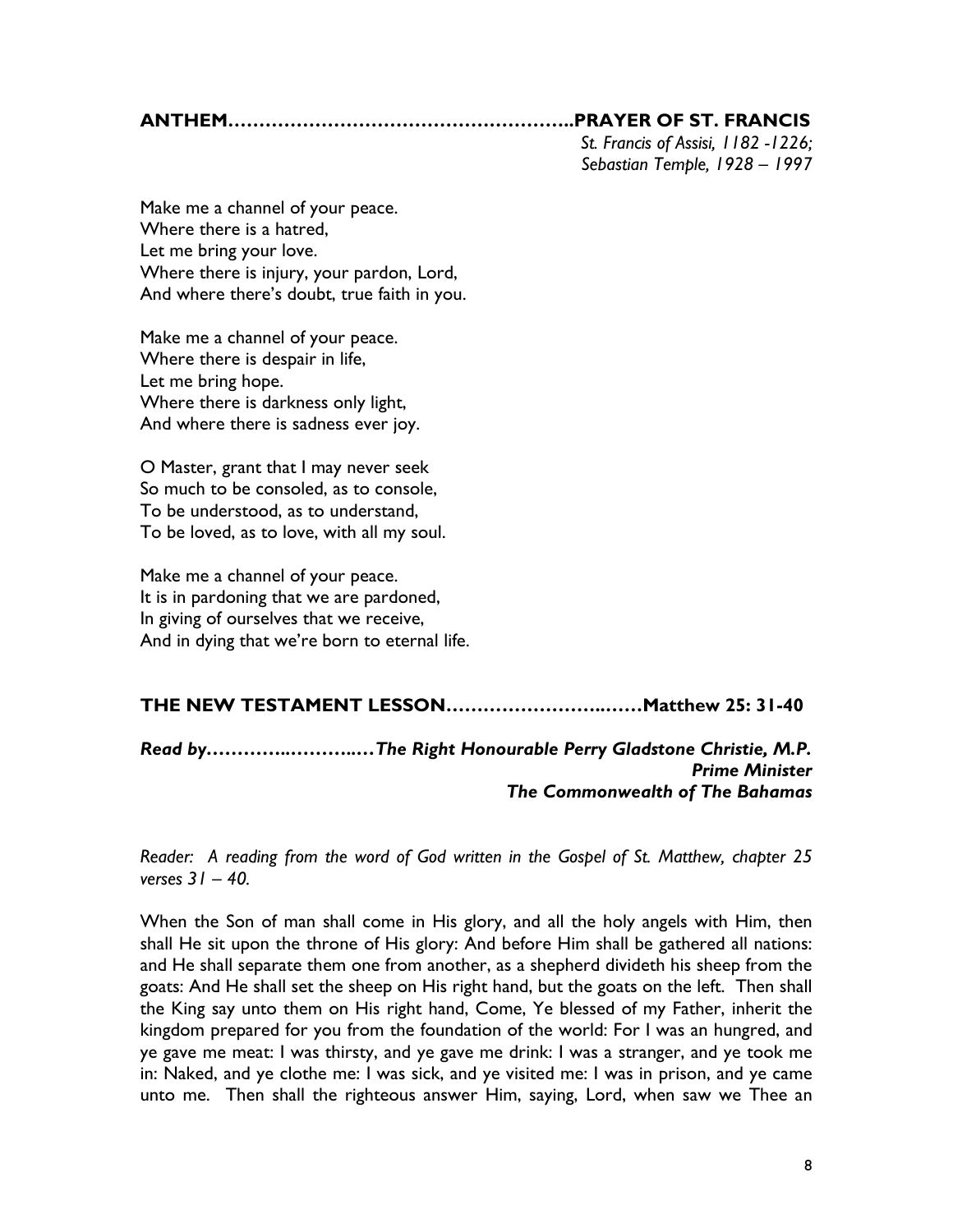**ANTHEM………………………………………………..PRAYER OF ST. FRANCIS**

*St. Francis of Assisi, 1182 -1226;*
*Sebastian Temple, 1928 – 1997*

Make me a channel of your peace.
Where there is a hatred,
Let me bring your love.
Where there is injury, your pardon, Lord,
And where there's doubt, true faith in you.

Make me a channel of your peace.
Where there is despair in life,
Let me bring hope.
Where there is darkness only light,
And where there is sadness ever joy.

O Master, grant that I may never seek
So much to be consoled, as to console,
To be understood, as to understand,
To be loved, as to love, with all my soul.

Make me a channel of your peace.
It is in pardoning that we are pardoned,
In giving of ourselves that we receive,
And in dying that we're born to eternal life.

**THE NEW TESTAMENT LESSON……………………..……Matthew 25: 31-40**

***Read by………….………..…The Right Honourable Perry Gladstone Christie, M.P.***
***Prime Minister***
***The Commonwealth of The Bahamas***

*Reader: A reading from the word of God written in the Gospel of St. Matthew, chapter 25 verses 31 – 40.*

When the Son of man shall come in His glory, and all the holy angels with Him, then shall He sit upon the throne of His glory: And before Him shall be gathered all nations: and He shall separate them one from another, as a shepherd divideth his sheep from the goats: And He shall set the sheep on His right hand, but the goats on the left. Then shall the King say unto them on His right hand, Come, Ye blessed of my Father, inherit the kingdom prepared for you from the foundation of the world: For I was an hungred, and ye gave me meat: I was thirsty, and ye gave me drink: I was a stranger, and ye took me in: Naked, and ye clothe me: I was sick, and ye visited me: I was in prison, and ye came unto me. Then shall the righteous answer Him, saying, Lord, when saw we Thee an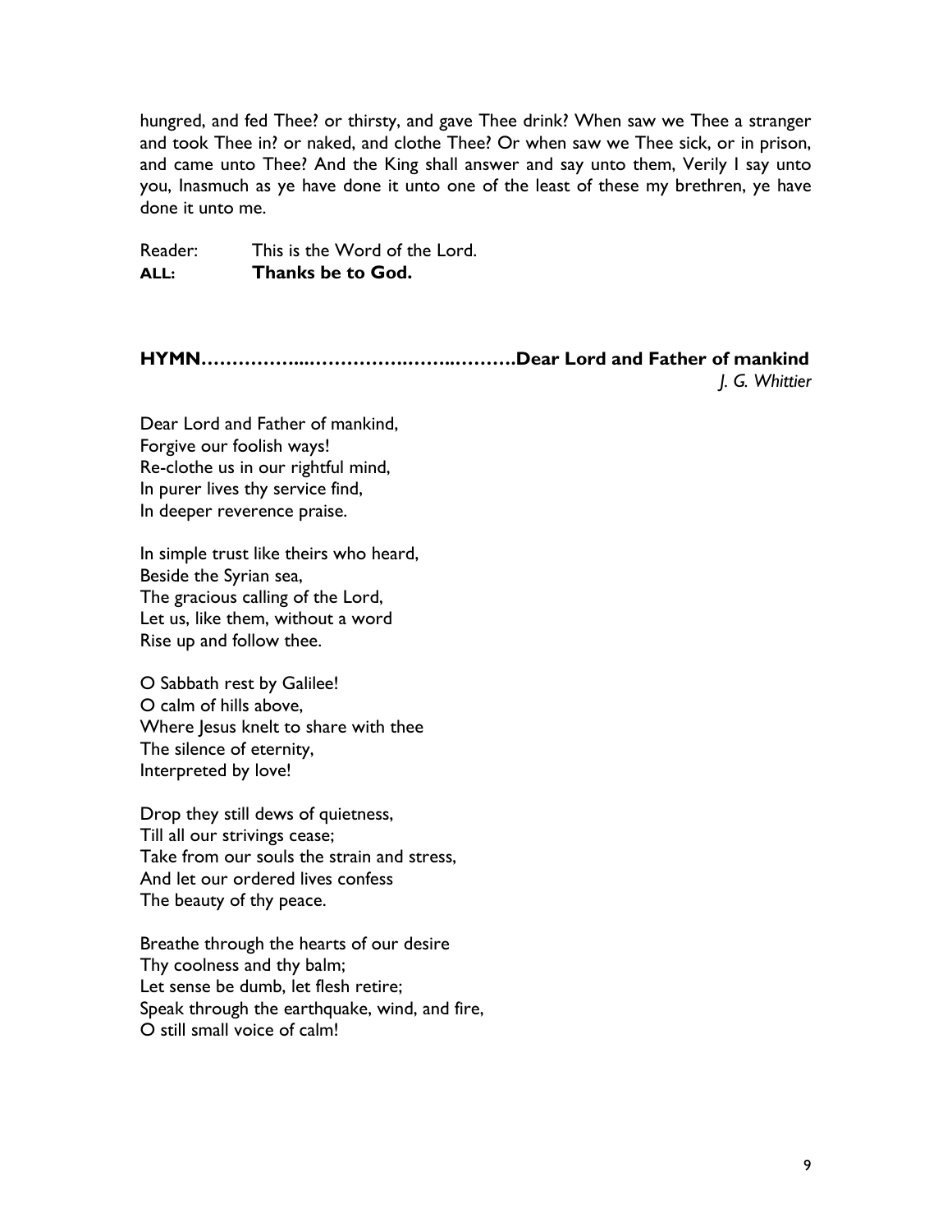hungred, and fed Thee? or thirsty, and gave Thee drink? When saw we Thee a stranger and took Thee in? or naked, and clothe Thee? Or when saw we Thee sick, or in prison, and came unto Thee? And the King shall answer and say unto them, Verily I say unto you, Inasmuch as ye have done it unto one of the least of these my brethren, ye have done it unto me.

Reader: This is the Word of the Lord.
**ALL: Thanks be to God.**

**HYMN……………..……………….……..……….Dear Lord and Father of mankind**
*J. G. Whittier*

Dear Lord and Father of mankind,
Forgive our foolish ways!
Re-clothe us in our rightful mind,
In purer lives thy service find,
In deeper reverence praise.

In simple trust like theirs who heard,
Beside the Syrian sea,
The gracious calling of the Lord,
Let us, like them, without a word
Rise up and follow thee.

O Sabbath rest by Galilee!
O calm of hills above,
Where Jesus knelt to share with thee
The silence of eternity,
Interpreted by love!

Drop they still dews of quietness,
Till all our strivings cease;
Take from our souls the strain and stress,
And let our ordered lives confess
The beauty of thy peace.

Breathe through the hearts of our desire
Thy coolness and thy balm;
Let sense be dumb, let flesh retire;
Speak through the earthquake, wind, and fire,
O still small voice of calm!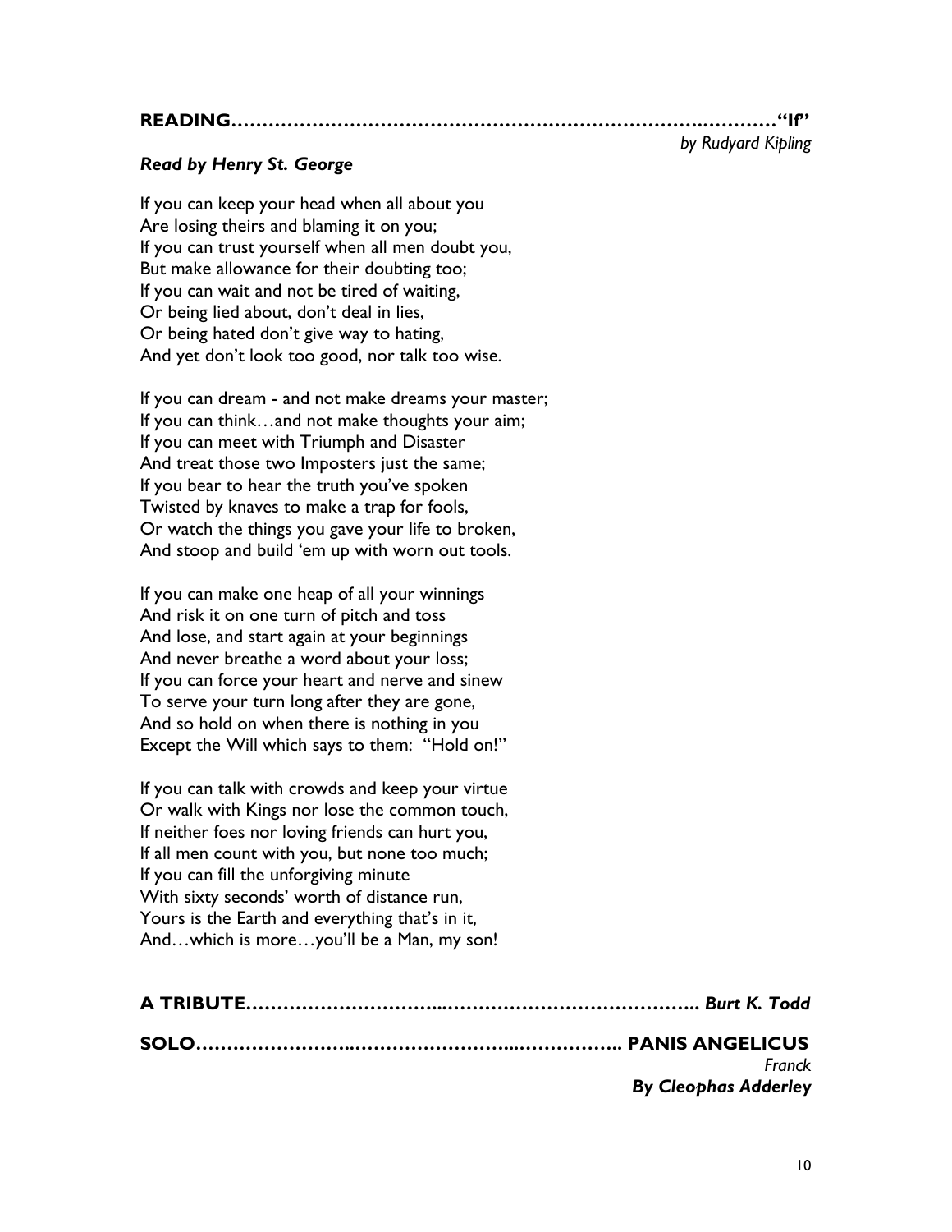**READING……………………………………………………………………..………"If"**
*by Rudyard Kipling*

***Read by Henry St. George***

If you can keep your head when all about you
Are losing theirs and blaming it on you;
If you can trust yourself when all men doubt you,
But make allowance for their doubting too;
If you can wait and not be tired of waiting,
Or being lied about, don't deal in lies,
Or being hated don't give way to hating,
And yet don't look too good, nor talk too wise.

If you can dream - and not make dreams your master;
If you can think…and not make thoughts your aim;
If you can meet with Triumph and Disaster
And treat those two Imposters just the same;
If you bear to hear the truth you've spoken
Twisted by knaves to make a trap for fools,
Or watch the things you gave your life to broken,
And stoop and build 'em up with worn out tools.

If you can make one heap of all your winnings
And risk it on one turn of pitch and toss
And lose, and start again at your beginnings
And never breathe a word about your loss;
If you can force your heart and nerve and sinew
To serve your turn long after they are gone,
And so hold on when there is nothing in you
Except the Will which says to them: "Hold on!"

If you can talk with crowds and keep your virtue
Or walk with Kings nor lose the common touch,
If neither foes nor loving friends can hurt you,
If all men count with you, but none too much;
If you can fill the unforgiving minute
With sixty seconds' worth of distance run,
Yours is the Earth and everything that's in it,
And…which is more…you'll be a Man, my son!

**A TRIBUTE…………………………..………………………………….. *Burt K. Todd***

**SOLO……………………..……………………...…………….. PANIS ANGELICUS**
*Franck*
***By Cleophas Adderley***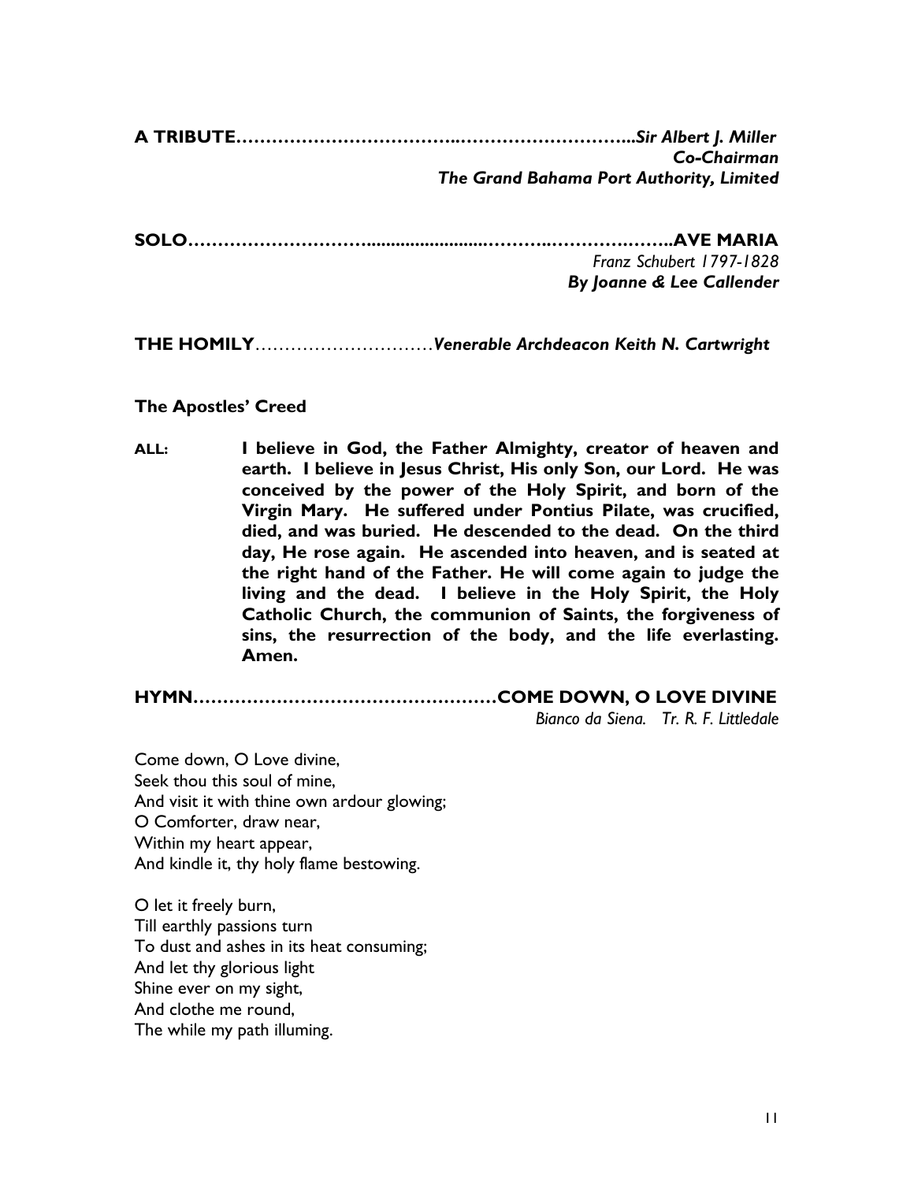**A TRIBUTE……………………………..………………………...*Sir Albert J. Miller***
***Co-Chairman***
***The Grand Bahama Port Authority, Limited***

**SOLO…………………………........................………..………….……..AVE MARIA**
*Franz Schubert 1797-1828*
***By Joanne & Lee Callender***

**THE HOMILY**…………………………*Venerable Archdeacon Keith N. Cartwright*

**The Apostles' Creed**

**ALL: I believe in God, the Father Almighty, creator of heaven and earth. I believe in Jesus Christ, His only Son, our Lord. He was conceived by the power of the Holy Spirit, and born of the Virgin Mary. He suffered under Pontius Pilate, was crucified, died, and was buried. He descended to the dead. On the third day, He rose again. He ascended into heaven, and is seated at the right hand of the Father. He will come again to judge the living and the dead. I believe in the Holy Spirit, the Holy Catholic Church, the communion of Saints, the forgiveness of sins, the resurrection of the body, and the life everlasting. Amen.**

**HYMN……………………………………………COME DOWN, O LOVE DIVINE**
*Bianco da Siena. Tr. R. F. Littledale*

Come down, O Love divine,
Seek thou this soul of mine,
And visit it with thine own ardour glowing;
O Comforter, draw near,
Within my heart appear,
And kindle it, thy holy flame bestowing.

O let it freely burn,
Till earthly passions turn
To dust and ashes in its heat consuming;
And let thy glorious light
Shine ever on my sight,
And clothe me round,
The while my path illuming.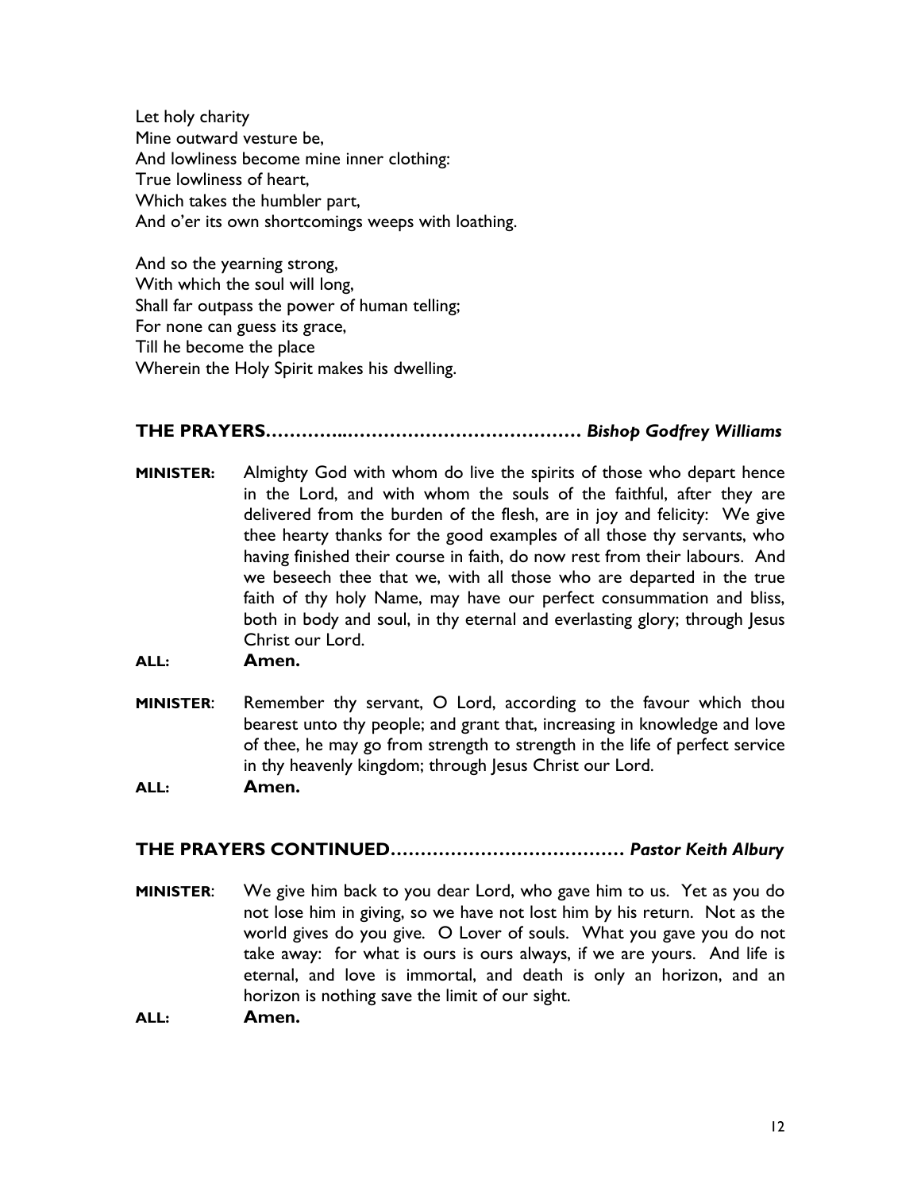Let holy charity  
Mine outward vesture be,  
And lowliness become mine inner clothing:  
True lowliness of heart,  
Which takes the humbler part,  
And o'er its own shortcomings weeps with loathing.

And so the yearning strong,  
With which the soul will long,  
Shall far outpass the power of human telling;  
For none can guess its grace,  
Till he become the place  
Wherein the Holy Spirit makes his dwelling.

**THE PRAYERS…………..…………………………………** ***Bishop Godfrey Williams***

**MINISTER:** Almighty God with whom do live the spirits of those who depart hence in the Lord, and with whom the souls of the faithful, after they are delivered from the burden of the flesh, are in joy and felicity: We give thee hearty thanks for the good examples of all those thy servants, who having finished their course in faith, do now rest from their labours. And we beseech thee that we, with all those who are departed in the true faith of thy holy Name, may have our perfect consummation and bliss, both in body and soul, in thy eternal and everlasting glory; through Jesus Christ our Lord.

**ALL: Amen.**

**MINISTER**: Remember thy servant, O Lord, according to the favour which thou bearest unto thy people; and grant that, increasing in knowledge and love of thee, he may go from strength to strength in the life of perfect service in thy heavenly kingdom; through Jesus Christ our Lord.

**ALL: Amen.**

**THE PRAYERS CONTINUED…………………………………** ***Pastor Keith Albury***

**MINISTER**: We give him back to you dear Lord, who gave him to us. Yet as you do not lose him in giving, so we have not lost him by his return. Not as the world gives do you give. O Lover of souls. What you gave you do not take away: for what is ours is ours always, if we are yours. And life is eternal, and love is immortal, and death is only an horizon, and an horizon is nothing save the limit of our sight.

**ALL: Amen.**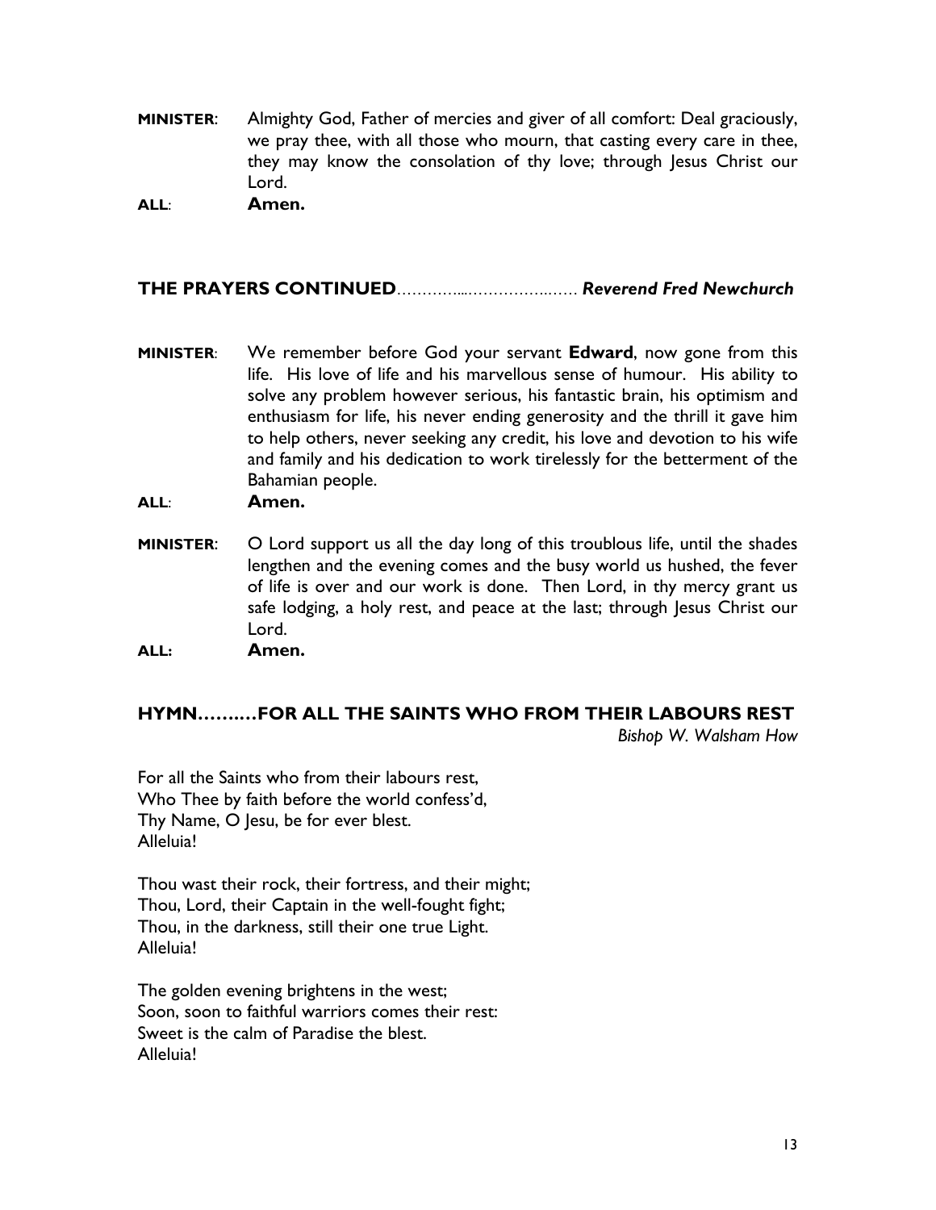**MINISTER**: Almighty God, Father of mercies and giver of all comfort: Deal graciously, we pray thee, with all those who mourn, that casting every care in thee, they may know the consolation of thy love; through Jesus Christ our Lord.

**ALL**: **Amen.**

## THE PRAYERS CONTINUED………….………………..…… *Reverend Fred Newchurch*

**MINISTER**: We remember before God your servant **Edward**, now gone from this life. His love of life and his marvellous sense of humour. His ability to solve any problem however serious, his fantastic brain, his optimism and enthusiasm for life, his never ending generosity and the thrill it gave him to help others, never seeking any credit, his love and devotion to his wife and family and his dedication to work tirelessly for the betterment of the Bahamian people.

**ALL**: **Amen.**

**MINISTER**: O Lord support us all the day long of this troublous life, until the shades lengthen and the evening comes and the busy world us hushed, the fever of life is over and our work is done. Then Lord, in thy mercy grant us safe lodging, a holy rest, and peace at the last; through Jesus Christ our Lord.

**ALL:** **Amen.**

## HYMN…….…FOR ALL THE SAINTS WHO FROM THEIR LABOURS REST

*Bishop W. Walsham How*

For all the Saints who from their labours rest,
Who Thee by faith before the world confess'd,
Thy Name, O Jesu, be for ever blest.
Alleluia!

Thou wast their rock, their fortress, and their might;
Thou, Lord, their Captain in the well-fought fight;
Thou, in the darkness, still their one true Light.
Alleluia!

The golden evening brightens in the west;
Soon, soon to faithful warriors comes their rest:
Sweet is the calm of Paradise the blest.
Alleluia!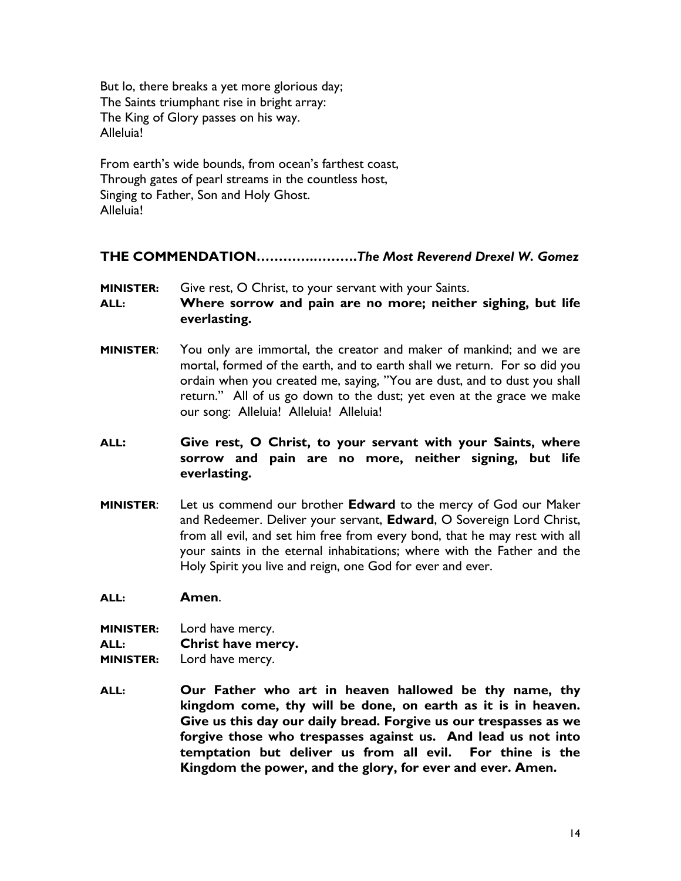But lo, there breaks a yet more glorious day;
The Saints triumphant rise in bright array:
The King of Glory passes on his way.
Alleluia!

From earth's wide bounds, from ocean's farthest coast,
Through gates of pearl streams in the countless host,
Singing to Father, Son and Holy Ghost.
Alleluia!

## THE COMMENDATION…………..……….*The Most Reverend Drexel W. Gomez*

**MINISTER:** Give rest, O Christ, to your servant with your Saints.

**ALL:** **Where sorrow and pain are no more; neither sighing, but life everlasting.**

**MINISTER**: You only are immortal, the creator and maker of mankind; and we are mortal, formed of the earth, and to earth shall we return. For so did you ordain when you created me, saying, "You are dust, and to dust you shall return." All of us go down to the dust; yet even at the grace we make our song: Alleluia! Alleluia! Alleluia!

**ALL:** **Give rest, O Christ, to your servant with your Saints, where sorrow and pain are no more, neither signing, but life everlasting.**

**MINISTER**: Let us commend our brother **Edward** to the mercy of God our Maker and Redeemer. Deliver your servant, **Edward**, O Sovereign Lord Christ, from all evil, and set him free from every bond, that he may rest with all your saints in the eternal inhabitations; where with the Father and the Holy Spirit you live and reign, one God for ever and ever.

**ALL:** **Amen**.

**MINISTER:** Lord have mercy.
**ALL:** **Christ have mercy.**
**MINISTER:** Lord have mercy.

**ALL:** **Our Father who art in heaven hallowed be thy name, thy kingdom come, thy will be done, on earth as it is in heaven. Give us this day our daily bread. Forgive us our trespasses as we forgive those who trespasses against us. And lead us not into temptation but deliver us from all evil. For thine is the Kingdom the power, and the glory, for ever and ever. Amen.**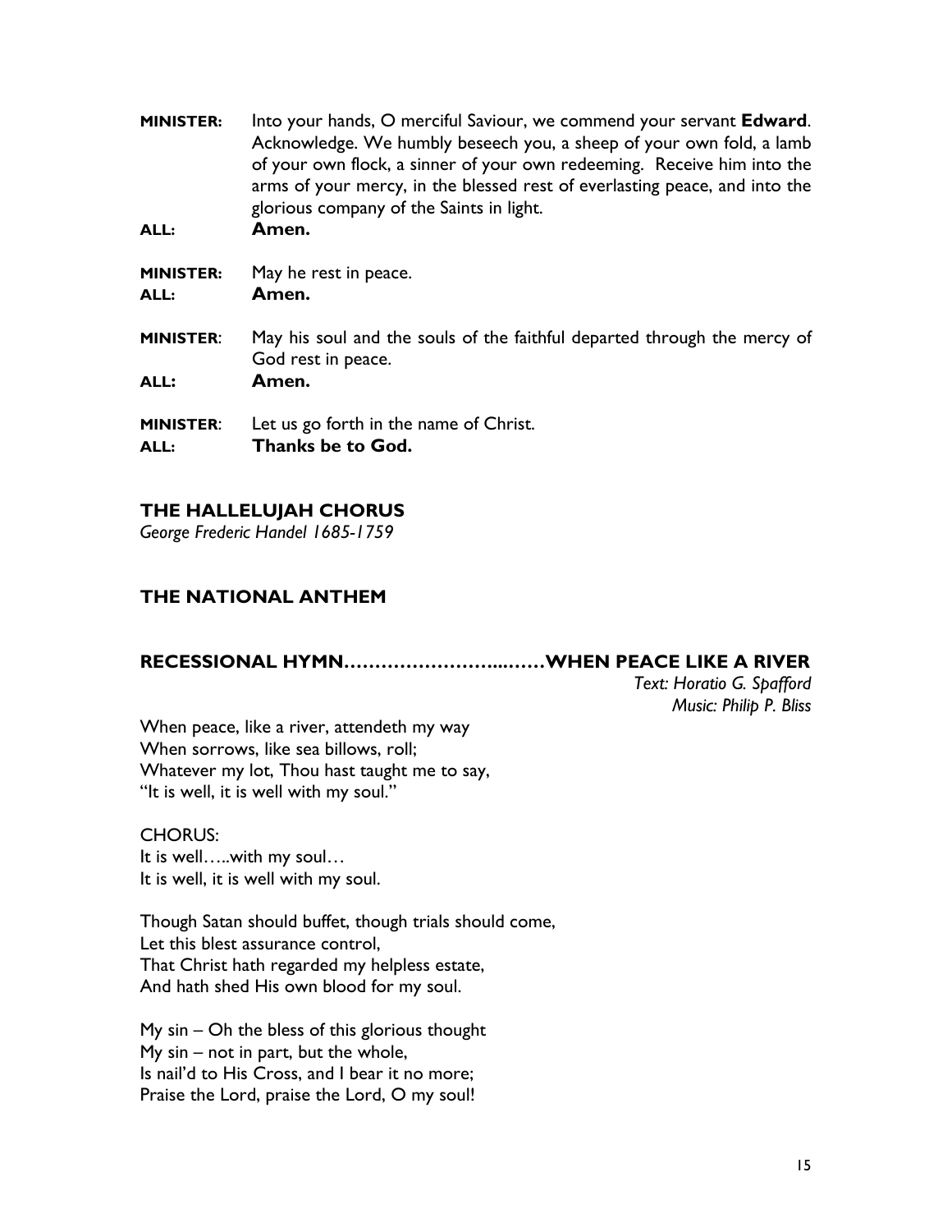**MINISTER:** Into your hands, O merciful Saviour, we commend your servant **Edward**. Acknowledge. We humbly beseech you, a sheep of your own fold, a lamb of your own flock, a sinner of your own redeeming. Receive him into the arms of your mercy, in the blessed rest of everlasting peace, and into the glorious company of the Saints in light.

**ALL:** **Amen.**

**MINISTER:** May he rest in peace.

**ALL:** **Amen.**

**MINISTER**: May his soul and the souls of the faithful departed through the mercy of God rest in peace.

**ALL:** **Amen.**

**MINISTER**: Let us go forth in the name of Christ.

**ALL:** **Thanks be to God.**

## THE HALLELUJAH CHORUS

*George Frederic Handel 1685-1759*

## THE NATIONAL ANTHEM

## RECESSIONAL HYMN……………………...……WHEN PEACE LIKE A RIVER

*Text: Horatio G. Spafford*
*Music: Philip P. Bliss*

When peace, like a river, attendeth my way
When sorrows, like sea billows, roll;
Whatever my lot, Thou hast taught me to say,
"It is well, it is well with my soul."

CHORUS:
It is well…..with my soul…
It is well, it is well with my soul.

Though Satan should buffet, though trials should come,
Let this blest assurance control,
That Christ hath regarded my helpless estate,
And hath shed His own blood for my soul.

My sin – Oh the bless of this glorious thought
My sin – not in part, but the whole,
Is nail'd to His Cross, and I bear it no more;
Praise the Lord, praise the Lord, O my soul!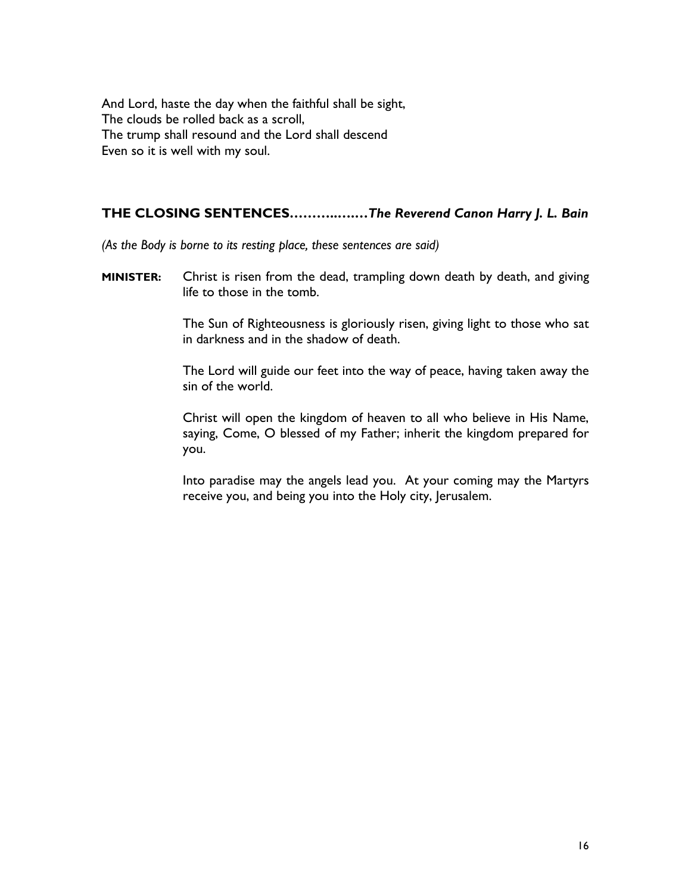And Lord, haste the day when the faithful shall be sight,
The clouds be rolled back as a scroll,
The trump shall resound and the Lord shall descend
Even so it is well with my soul.

## THE CLOSING SENTENCES……….….…*The Reverend Canon Harry J. L. Bain*

*(As the Body is borne to its resting place, these sentences are said)*

**MINISTER:** Christ is risen from the dead, trampling down death by death, and giving life to those in the tomb.

The Sun of Righteousness is gloriously risen, giving light to those who sat in darkness and in the shadow of death.

The Lord will guide our feet into the way of peace, having taken away the sin of the world.

Christ will open the kingdom of heaven to all who believe in His Name, saying, Come, O blessed of my Father; inherit the kingdom prepared for you.

Into paradise may the angels lead you. At your coming may the Martyrs receive you, and being you into the Holy city, Jerusalem.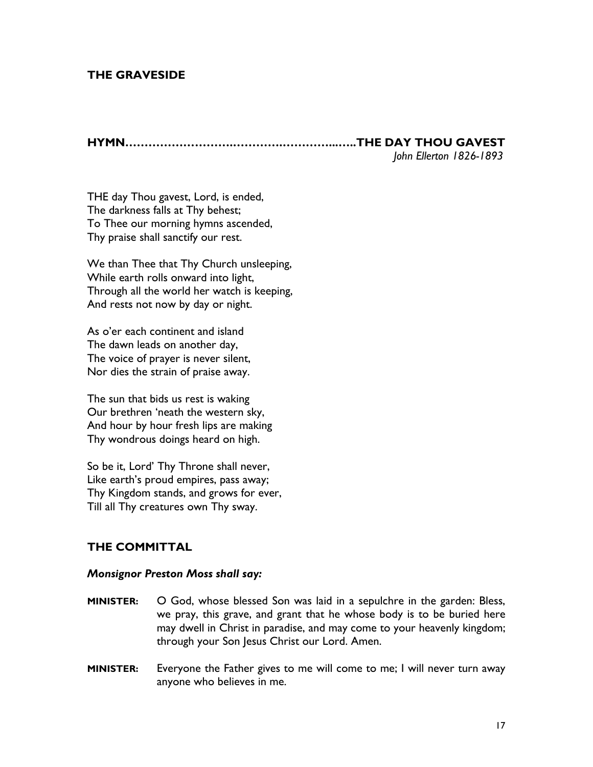## THE GRAVESIDE

**HYMN……………………….……………….……...…..THE DAY THOU GAVEST**
*John Ellerton 1826-1893*

THE day Thou gavest, Lord, is ended,
The darkness falls at Thy behest;
To Thee our morning hymns ascended,
Thy praise shall sanctify our rest.

We than Thee that Thy Church unsleeping,
While earth rolls onward into light,
Through all the world her watch is keeping,
And rests not now by day or night.

As o'er each continent and island
The dawn leads on another day,
The voice of prayer is never silent,
Nor dies the strain of praise away.

The sun that bids us rest is waking
Our brethren 'neath the western sky,
And hour by hour fresh lips are making
Thy wondrous doings heard on high.

So be it, Lord' Thy Throne shall never,
Like earth's proud empires, pass away;
Thy Kingdom stands, and grows for ever,
Till all Thy creatures own Thy sway.

## THE COMMITTAL

***Monsignor Preston Moss shall say:***

**MINISTER:** O God, whose blessed Son was laid in a sepulchre in the garden: Bless, we pray, this grave, and grant that he whose body is to be buried here may dwell in Christ in paradise, and may come to your heavenly kingdom; through your Son Jesus Christ our Lord. Amen.

**MINISTER:** Everyone the Father gives to me will come to me; I will never turn away anyone who believes in me.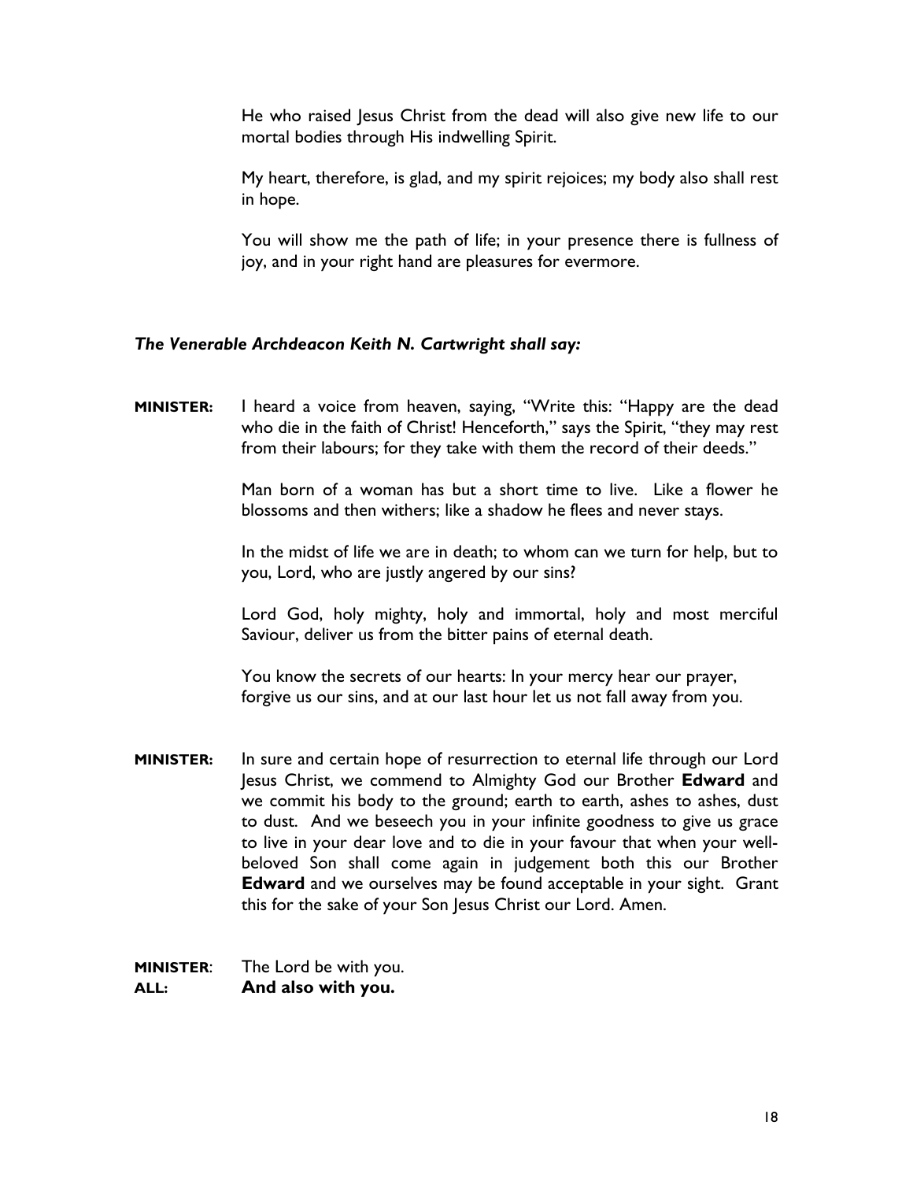He who raised Jesus Christ from the dead will also give new life to our mortal bodies through His indwelling Spirit.

My heart, therefore, is glad, and my spirit rejoices; my body also shall rest in hope.

You will show me the path of life; in your presence there is fullness of joy, and in your right hand are pleasures for evermore.

***The Venerable Archdeacon Keith N. Cartwright shall say:***

**MINISTER:** I heard a voice from heaven, saying, "Write this: "Happy are the dead who die in the faith of Christ! Henceforth," says the Spirit, "they may rest from their labours; for they take with them the record of their deeds."

Man born of a woman has but a short time to live. Like a flower he blossoms and then withers; like a shadow he flees and never stays.

In the midst of life we are in death; to whom can we turn for help, but to you, Lord, who are justly angered by our sins?

Lord God, holy mighty, holy and immortal, holy and most merciful Saviour, deliver us from the bitter pains of eternal death.

You know the secrets of our hearts: In your mercy hear our prayer, forgive us our sins, and at our last hour let us not fall away from you.

**MINISTER:** In sure and certain hope of resurrection to eternal life through our Lord Jesus Christ, we commend to Almighty God our Brother **Edward** and we commit his body to the ground; earth to earth, ashes to ashes, dust to dust. And we beseech you in your infinite goodness to give us grace to live in your dear love and to die in your favour that when your well-beloved Son shall come again in judgement both this our Brother **Edward** and we ourselves may be found acceptable in your sight. Grant this for the sake of your Son Jesus Christ our Lord. Amen.

**MINISTER**: The Lord be with you.
**ALL:** **And also with you.**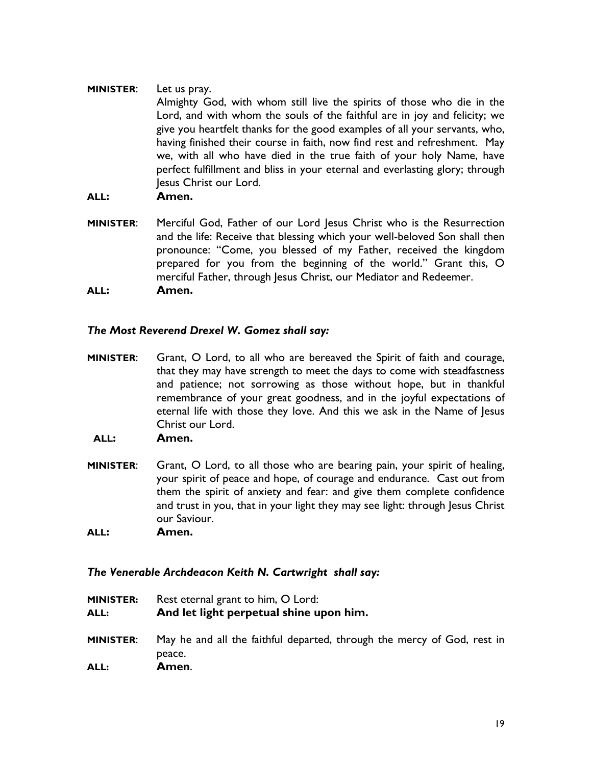**MINISTER**: Let us pray.
Almighty God, with whom still live the spirits of those who die in the Lord, and with whom the souls of the faithful are in joy and felicity; we give you heartfelt thanks for the good examples of all your servants, who, having finished their course in faith, now find rest and refreshment. May we, with all who have died in the true faith of your holy Name, have perfect fulfillment and bliss in your eternal and everlasting glory; through Jesus Christ our Lord.

**ALL: Amen.**

**MINISTER**: Merciful God, Father of our Lord Jesus Christ who is the Resurrection and the life: Receive that blessing which your well-beloved Son shall then pronounce: "Come, you blessed of my Father, received the kingdom prepared for you from the beginning of the world." Grant this, O merciful Father, through Jesus Christ, our Mediator and Redeemer.

**ALL: Amen.**

***The Most Reverend Drexel W. Gomez shall say:***

**MINISTER**: Grant, O Lord, to all who are bereaved the Spirit of faith and courage, that they may have strength to meet the days to come with steadfastness and patience; not sorrowing as those without hope, but in thankful remembrance of your great goodness, and in the joyful expectations of eternal life with those they love. And this we ask in the Name of Jesus Christ our Lord.

**ALL: Amen.**

**MINISTER**: Grant, O Lord, to all those who are bearing pain, your spirit of healing, your spirit of peace and hope, of courage and endurance. Cast out from them the spirit of anxiety and fear: and give them complete confidence and trust in you, that in your light they may see light: through Jesus Christ our Saviour.

**ALL: Amen.**

***The Venerable Archdeacon Keith N. Cartwright shall say:***

**MINISTER:** Rest eternal grant to him, O Lord:

**ALL: And let light perpetual shine upon him.**

**MINISTER**: May he and all the faithful departed, through the mercy of God, rest in peace.

**ALL: Amen**.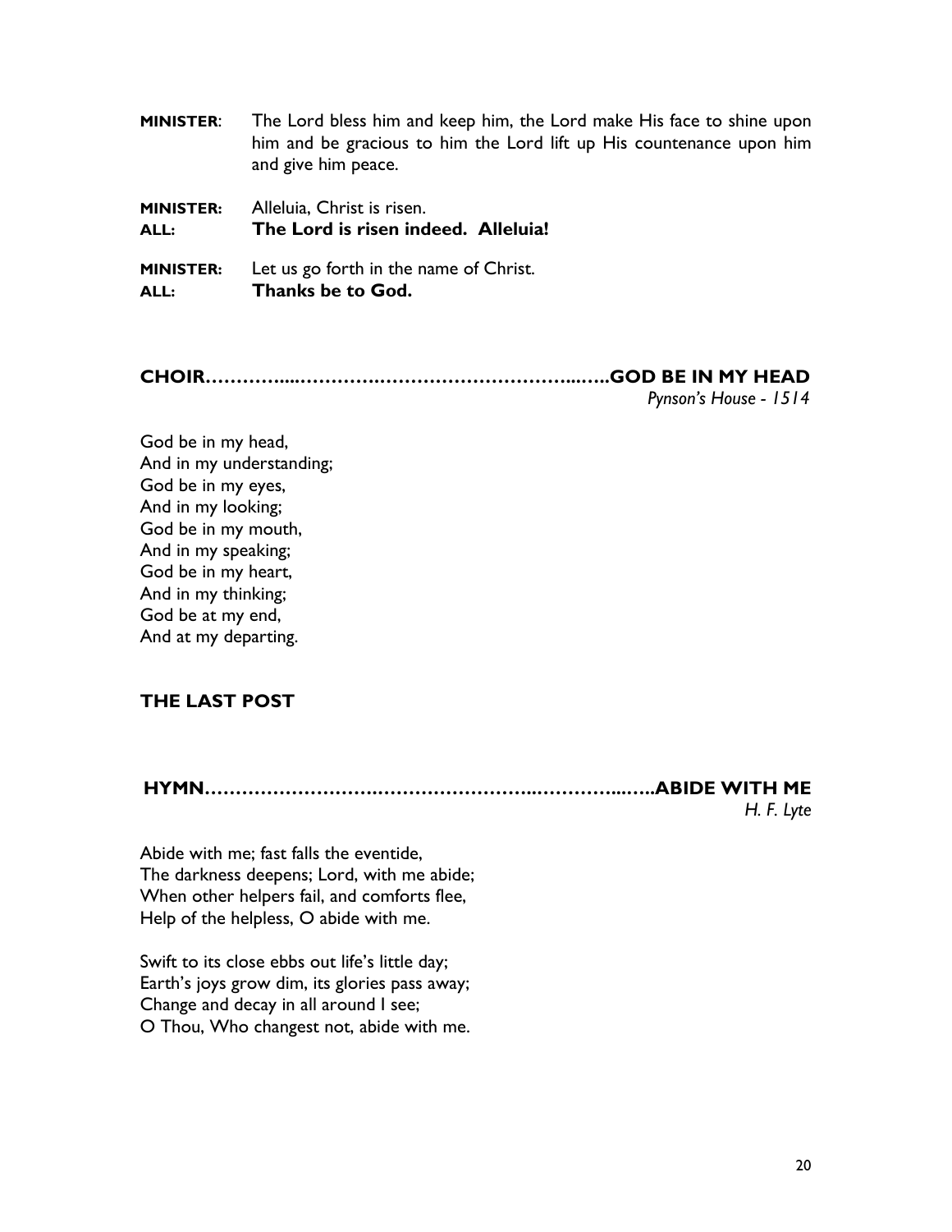**MINISTER**: The Lord bless him and keep him, the Lord make His face to shine upon him and be gracious to him the Lord lift up His countenance upon him and give him peace.

**MINISTER:** Alleluia, Christ is risen.
**ALL:** **The Lord is risen indeed. Alleluia!**

**MINISTER:** Let us go forth in the name of Christ.
**ALL:** **Thanks be to God.**

**CHOIR…………...…………….……………………...…..GOD BE IN MY HEAD**
*Pynson's House - 1514*

God be in my head,
And in my understanding;
God be in my eyes,
And in my looking;
God be in my mouth,
And in my speaking;
God be in my heart,
And in my thinking;
God be at my end,
And at my departing.

**THE LAST POST**

**HYMN…………………….……………………..…………...…..ABIDE WITH ME**
*H. F. Lyte*

Abide with me; fast falls the eventide,
The darkness deepens; Lord, with me abide;
When other helpers fail, and comforts flee,
Help of the helpless, O abide with me.

Swift to its close ebbs out life's little day;
Earth's joys grow dim, its glories pass away;
Change and decay in all around I see;
O Thou, Who changest not, abide with me.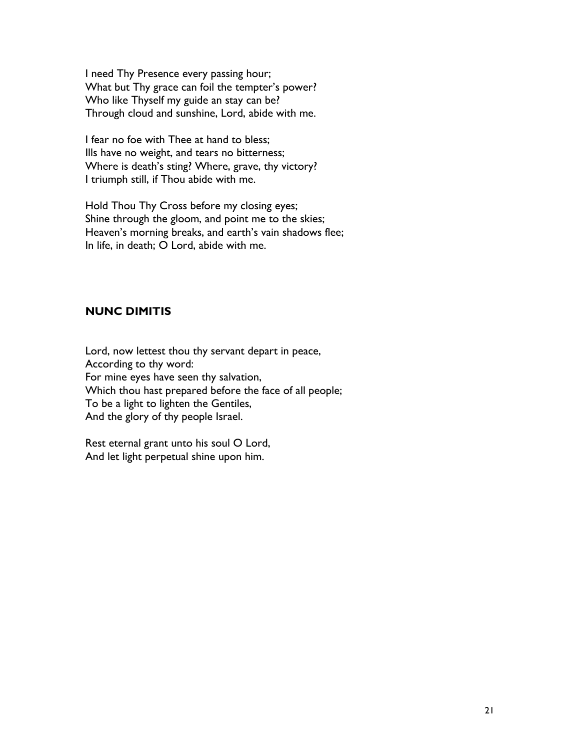I need Thy Presence every passing hour;
What but Thy grace can foil the tempter's power?
Who like Thyself my guide an stay can be?
Through cloud and sunshine, Lord, abide with me.

I fear no foe with Thee at hand to bless;
Ills have no weight, and tears no bitterness;
Where is death's sting? Where, grave, thy victory?
I triumph still, if Thou abide with me.

Hold Thou Thy Cross before my closing eyes;
Shine through the gloom, and point me to the skies;
Heaven's morning breaks, and earth's vain shadows flee;
In life, in death; O Lord, abide with me.

## NUNC DIMITIS

Lord, now lettest thou thy servant depart in peace,
According to thy word:
For mine eyes have seen thy salvation,
Which thou hast prepared before the face of all people;
To be a light to lighten the Gentiles,
And the glory of thy people Israel.

Rest eternal grant unto his soul O Lord,
And let light perpetual shine upon him.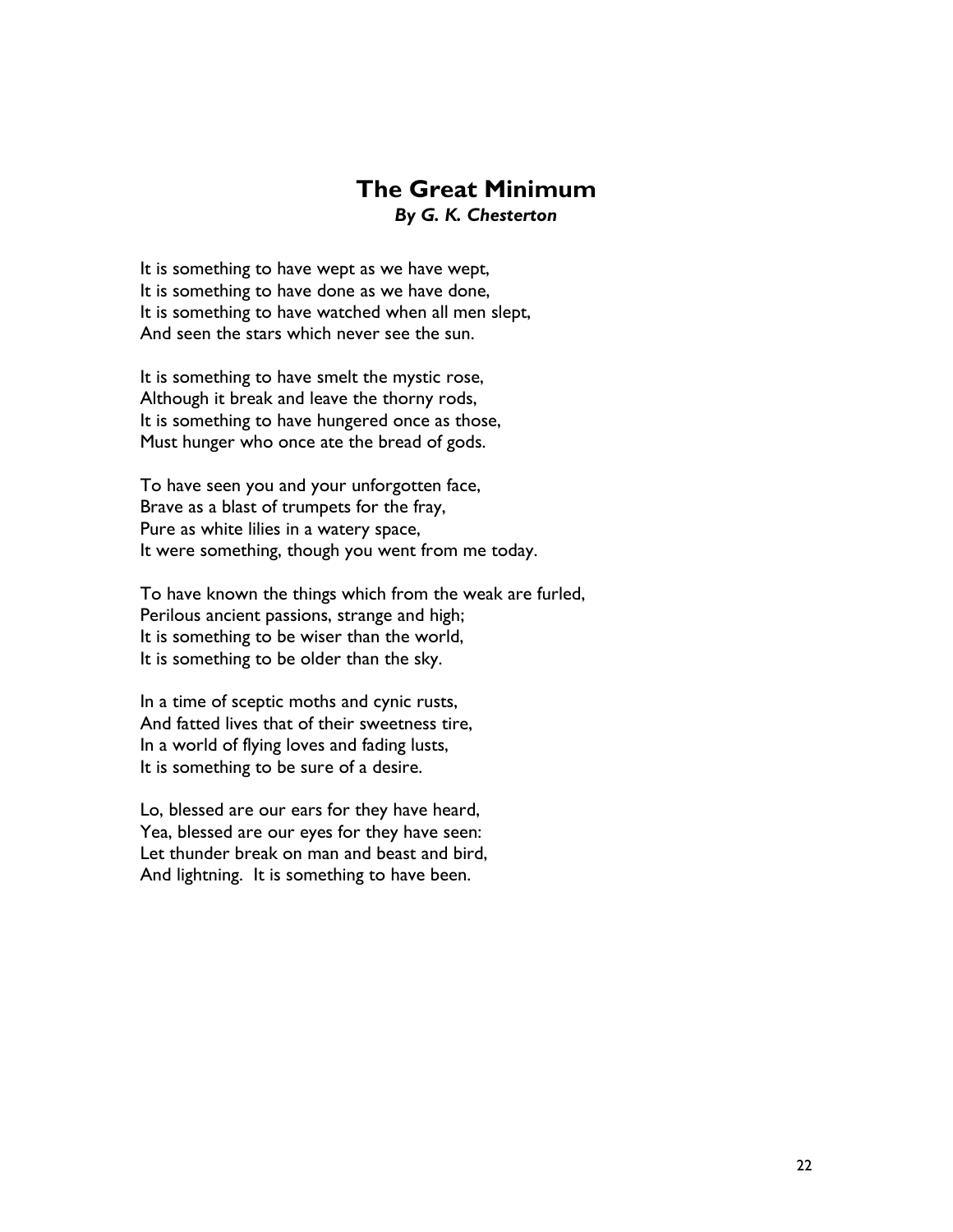# The Great Minimum

***By G. K. Chesterton***

It is something to have wept as we have wept,  
It is something to have done as we have done,  
It is something to have watched when all men slept,  
And seen the stars which never see the sun.

It is something to have smelt the mystic rose,  
Although it break and leave the thorny rods,  
It is something to have hungered once as those,  
Must hunger who once ate the bread of gods.

To have seen you and your unforgotten face,  
Brave as a blast of trumpets for the fray,  
Pure as white lilies in a watery space,  
It were something, though you went from me today.

To have known the things which from the weak are furled,  
Perilous ancient passions, strange and high;  
It is something to be wiser than the world,  
It is something to be older than the sky.

In a time of sceptic moths and cynic rusts,  
And fatted lives that of their sweetness tire,  
In a world of flying loves and fading lusts,  
It is something to be sure of a desire.

Lo, blessed are our ears for they have heard,  
Yea, blessed are our eyes for they have seen:  
Let thunder break on man and beast and bird,  
And lightning.  It is something to have been.